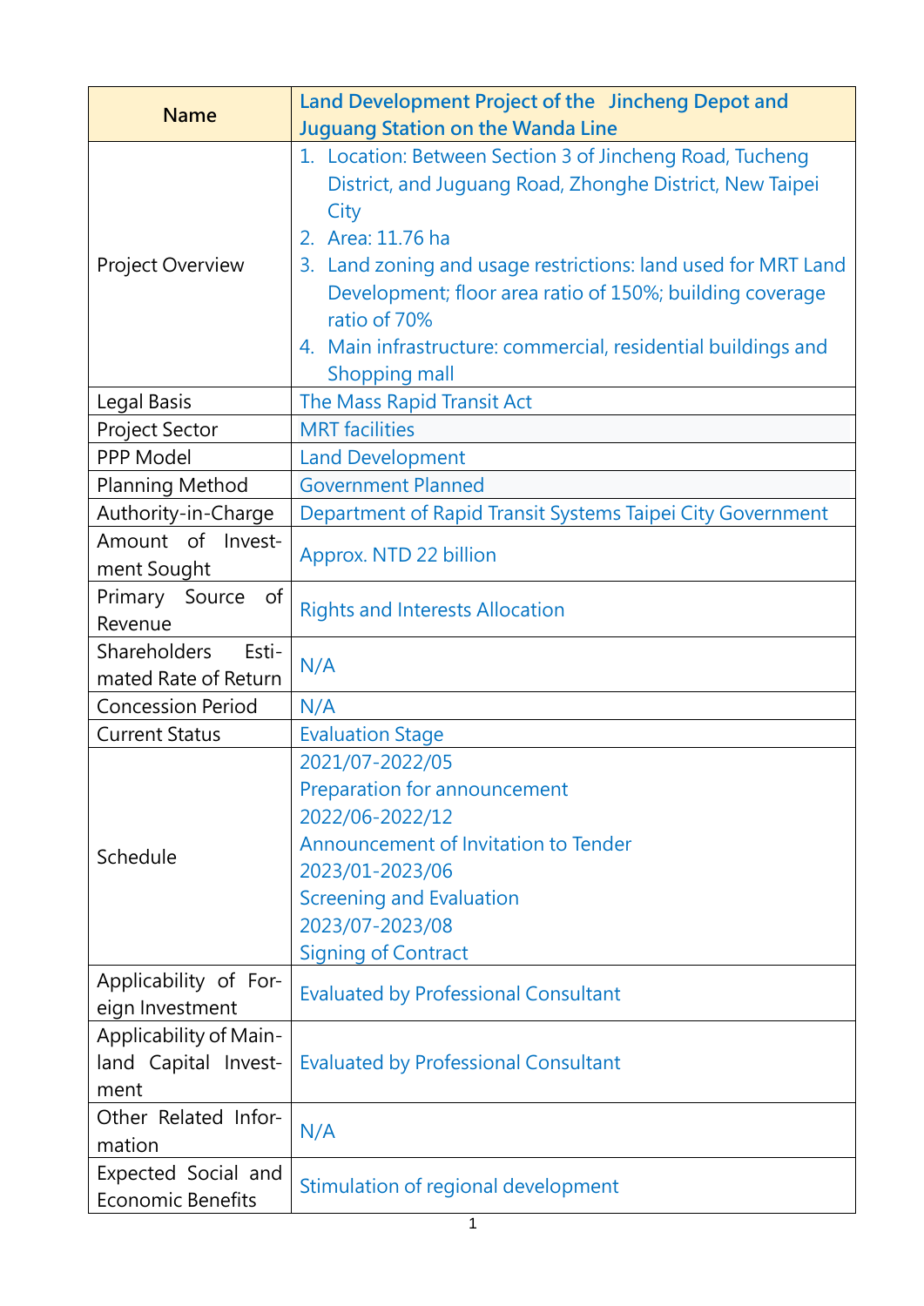| Name | Land Development Project of the Jincheng Depot and Juguang Station on the Wanda Line |
|---|---|
| Project Overview | 1. Location: Between Section 3 of Jincheng Road, Tucheng District, and Juguang Road, Zhonghe District, New Taipei City<br>2. Area: 11.76 ha<br>3. Land zoning and usage restrictions: land used for MRT Land Development; floor area ratio of 150%; building coverage ratio of 70%<br>4. Main infrastructure: commercial, residential buildings and Shopping mall |
| Legal Basis | The Mass Rapid Transit Act |
| Project Sector | MRT facilities |
| PPP Model | Land Development |
| Planning Method | Government Planned |
| Authority-in-Charge | Department of Rapid Transit Systems Taipei City Government |
| Amount of Investment Sought | Approx. NTD 22 billion |
| Primary Source of Revenue | Rights and Interests Allocation |
| Shareholders Estimated Rate of Return | N/A |
| Concession Period | N/A |
| Current Status | Evaluation Stage |
| Schedule | 2021/07-2022/05<br>Preparation for announcement<br>2022/06-2022/12<br>Announcement of Invitation to Tender<br>2023/01-2023/06<br>Screening and Evaluation<br>2023/07-2023/08<br>Signing of Contract |
| Applicability of Foreign Investment | Evaluated by Professional Consultant |
| Applicability of Mainland Capital Investment | Evaluated by Professional Consultant |
| Other Related Information | N/A |
| Expected Social and Economic Benefits | Stimulation of regional development |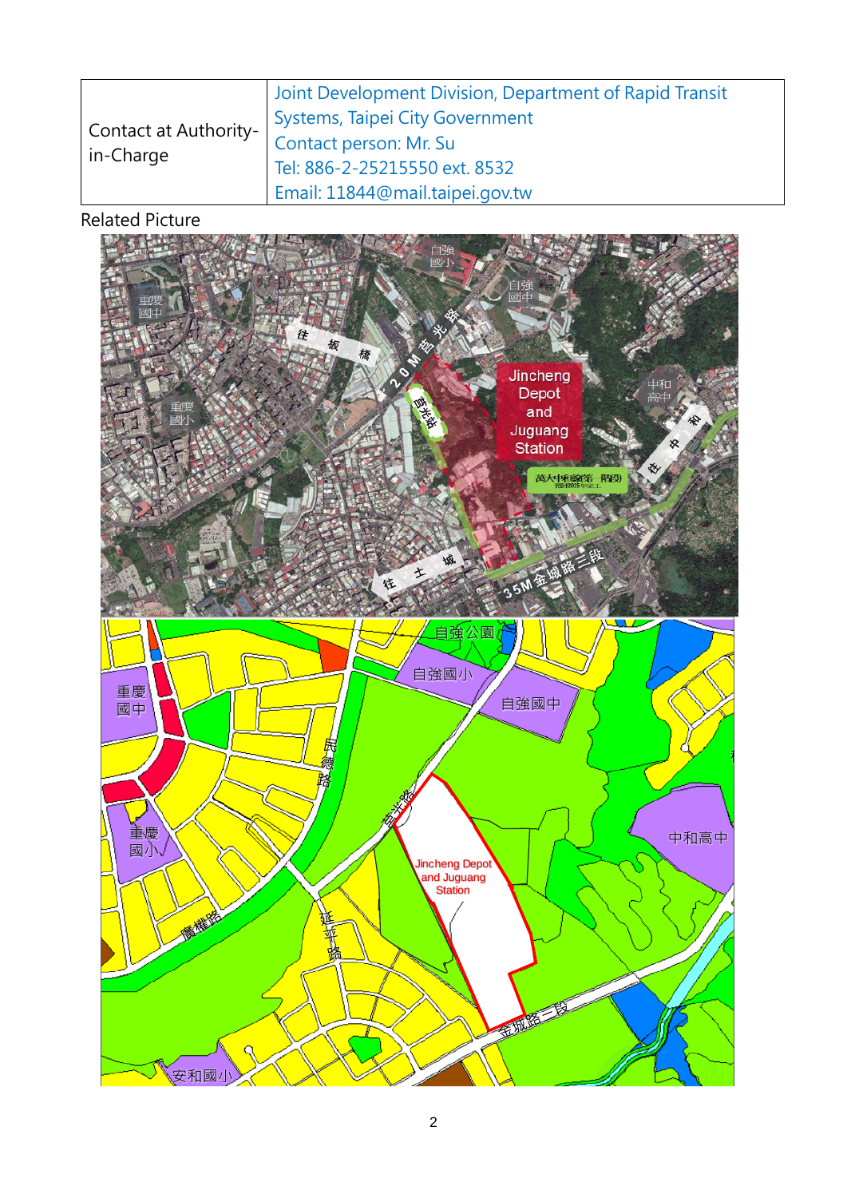| | |
|---|---|
| Contact at Authority-in-Charge | Joint Development Division, Department of Rapid Transit Systems, Taipei City Government<br>Contact person: Mr. Su<br>Tel: 886-2-25215550 ext. 8532<br>Email: 11844@mail.taipei.gov.tw |

Related Picture